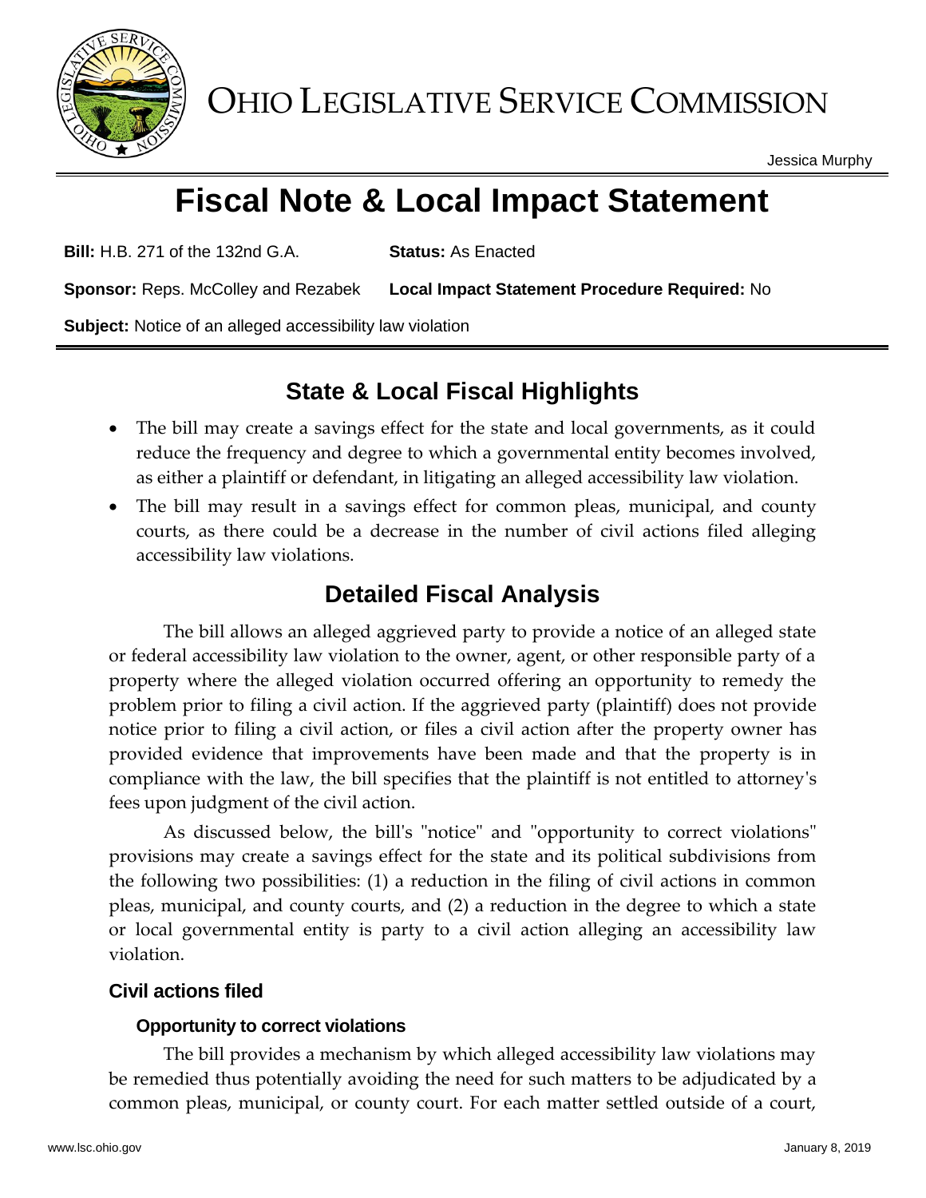# OHIO LEGISLATIVE SERVICE COMMISSION

Jessica Murphy

# Fiscal Note & Local Impact Statement

**Bill:** H.B. 271 of the 132nd G.A. **Status:** As Enacted

**Sponsor:** Reps. McColley and Rezabek **Local Impact Statement Procedure Required:** No

**Subject:** Notice of an alleged accessibility law violation

## State & Local Fiscal Highlights

- The bill may create a savings effect for the state and local governments, as it could reduce the frequency and degree to which a governmental entity becomes involved, as either a plaintiff or defendant, in litigating an alleged accessibility law violation.
- The bill may result in a savings effect for common pleas, municipal, and county courts, as there could be a decrease in the number of civil actions filed alleging accessibility law violations.

## Detailed Fiscal Analysis

The bill allows an alleged aggrieved party to provide a notice of an alleged state or federal accessibility law violation to the owner, agent, or other responsible party of a property where the alleged violation occurred offering an opportunity to remedy the problem prior to filing a civil action. If the aggrieved party (plaintiff) does not provide notice prior to filing a civil action, or files a civil action after the property owner has provided evidence that improvements have been made and that the property is in compliance with the law, the bill specifies that the plaintiff is not entitled to attorney's fees upon judgment of the civil action.

As discussed below, the bill's "notice" and "opportunity to correct violations" provisions may create a savings effect for the state and its political subdivisions from the following two possibilities: (1) a reduction in the filing of civil actions in common pleas, municipal, and county courts, and (2) a reduction in the degree to which a state or local governmental entity is party to a civil action alleging an accessibility law violation.

### Civil actions filed

#### Opportunity to correct violations

The bill provides a mechanism by which alleged accessibility law violations may be remedied thus potentially avoiding the need for such matters to be adjudicated by a common pleas, municipal, or county court. For each matter settled outside of a court,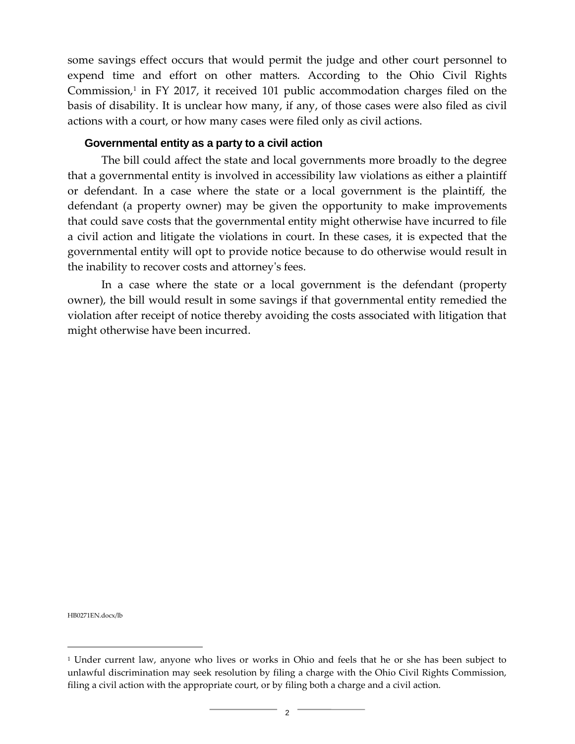some savings effect occurs that would permit the judge and other court personnel to expend time and effort on other matters. According to the Ohio Civil Rights Commission,[1] in FY 2017, it received 101 public accommodation charges filed on the basis of disability. It is unclear how many, if any, of those cases were also filed as civil actions with a court, or how many cases were filed only as civil actions.

### Governmental entity as a party to a civil action

The bill could affect the state and local governments more broadly to the degree that a governmental entity is involved in accessibility law violations as either a plaintiff or defendant. In a case where the state or a local government is the plaintiff, the defendant (a property owner) may be given the opportunity to make improvements that could save costs that the governmental entity might otherwise have incurred to file a civil action and litigate the violations in court. In these cases, it is expected that the governmental entity will opt to provide notice because to do otherwise would result in the inability to recover costs and attorney's fees.

In a case where the state or a local government is the defendant (property owner), the bill would result in some savings if that governmental entity remedied the violation after receipt of notice thereby avoiding the costs associated with litigation that might otherwise have been incurred.

HB0271EN.docx/lb

[1] Under current law, anyone who lives or works in Ohio and feels that he or she has been subject to unlawful discrimination may seek resolution by filing a charge with the Ohio Civil Rights Commission, filing a civil action with the appropriate court, or by filing both a charge and a civil action.